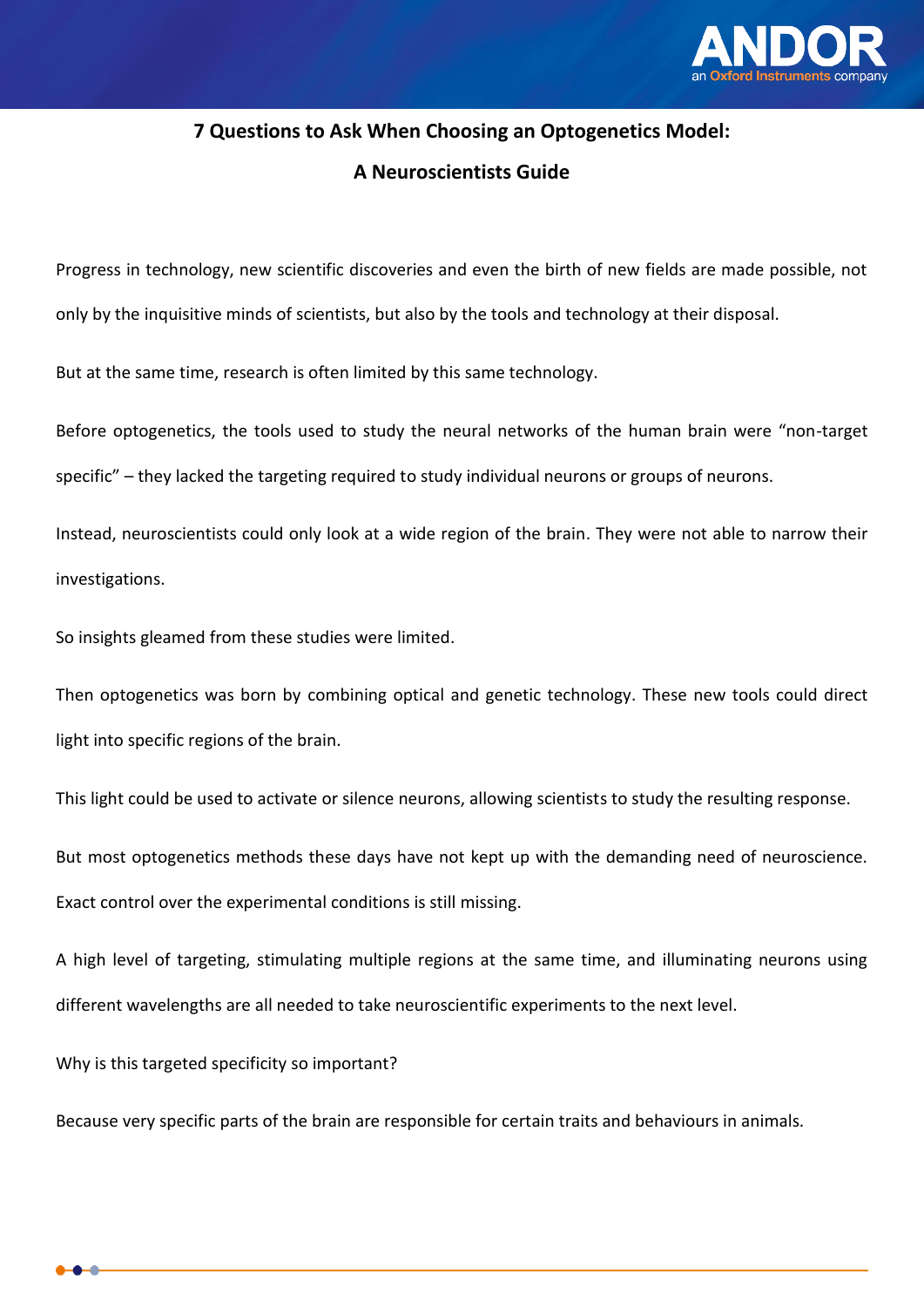# 7 Questions to Ask When Choosing an Optogenetics Model:

## A Neuroscientists Guide

Progress in technology, new scientific discoveries and even the birth of new fields are made possible, not only by the inquisitive minds of scientists, but also by the tools and technology at their disposal.

But at the same time, research is often limited by this same technology.

Before optogenetics, the tools used to study the neural networks of the human brain were "non-target specific" – they lacked the targeting required to study individual neurons or groups of neurons.

Instead, neuroscientists could only look at a wide region of the brain. They were not able to narrow their investigations.

So insights gleamed from these studies were limited.

Then optogenetics was born by combining optical and genetic technology. These new tools could direct light into specific regions of the brain.

This light could be used to activate or silence neurons, allowing scientists to study the resulting response.

But most optogenetics methods these days have not kept up with the demanding need of neuroscience. Exact control over the experimental conditions is still missing.

A high level of targeting, stimulating multiple regions at the same time, and illuminating neurons using different wavelengths are all needed to take neuroscientific experiments to the next level.

Why is this targeted specificity so important?

Because very specific parts of the brain are responsible for certain traits and behaviours in animals.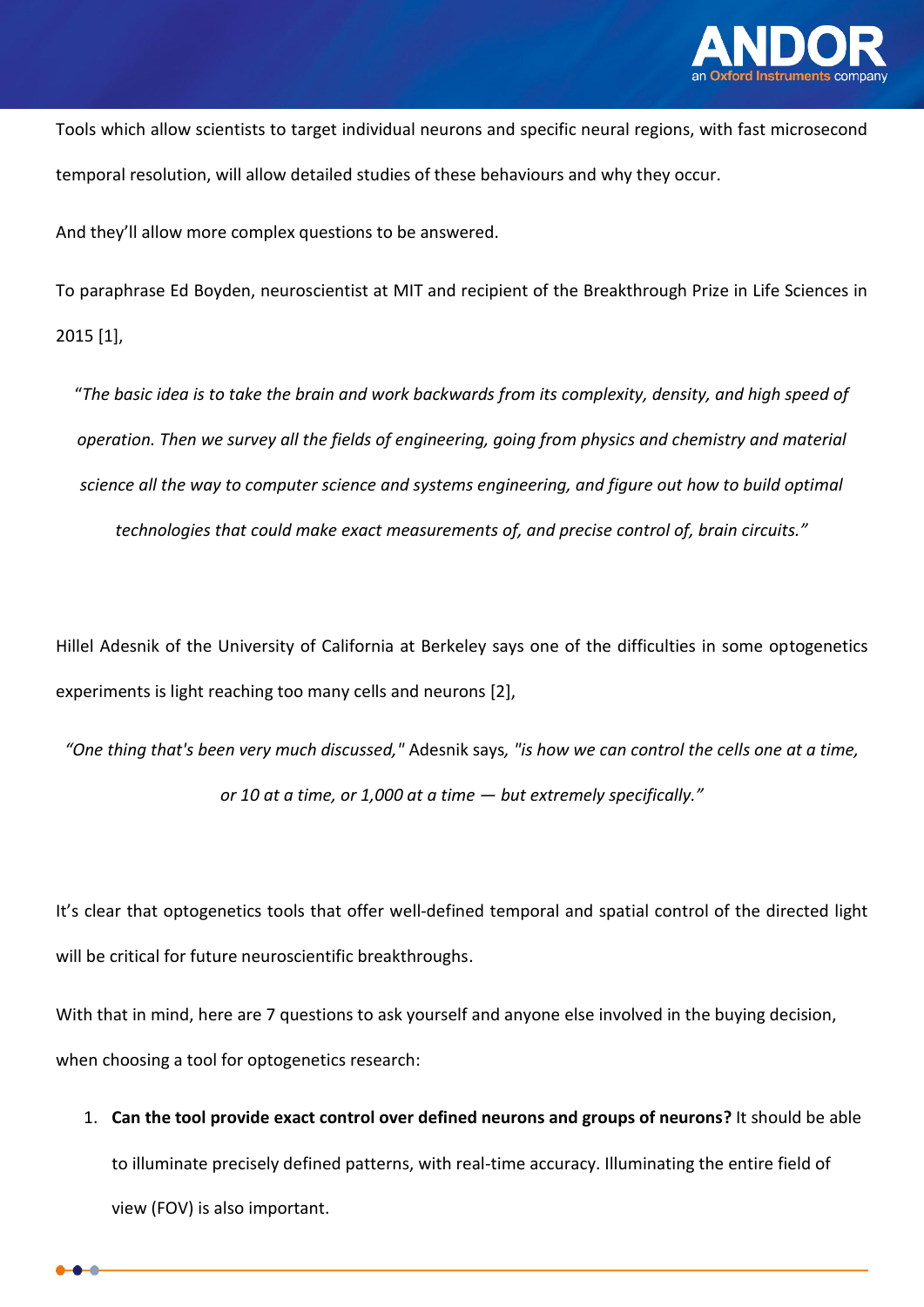Tools which allow scientists to target individual neurons and specific neural regions, with fast microsecond temporal resolution, will allow detailed studies of these behaviours and why they occur.

And they'll allow more complex questions to be answered.

To paraphrase Ed Boyden, neuroscientist at MIT and recipient of the Breakthrough Prize in Life Sciences in 2015 [1],

> "*The basic idea is to take the brain and work backwards from its complexity, density, and high speed of operation. Then we survey all the fields of engineering, going from physics and chemistry and material science all the way to computer science and systems engineering, and figure out how to build optimal technologies that could make exact measurements of, and precise control of, brain circuits.*"

Hillel Adesnik of the University of California at Berkeley says one of the difficulties in some optogenetics experiments is light reaching too many cells and neurons [2],

> *"One thing that's been very much discussed,"* Adesnik says*, "is how we can control the cells one at a time, or 10 at a time, or 1,000 at a time — but extremely specifically."*

It's clear that optogenetics tools that offer well-defined temporal and spatial control of the directed light will be critical for future neuroscientific breakthroughs.

With that in mind, here are 7 questions to ask yourself and anyone else involved in the buying decision, when choosing a tool for optogenetics research:

1. **Can the tool provide exact control over defined neurons and groups of neurons?** It should be able to illuminate precisely defined patterns, with real-time accuracy. Illuminating the entire field of view (FOV) is also important.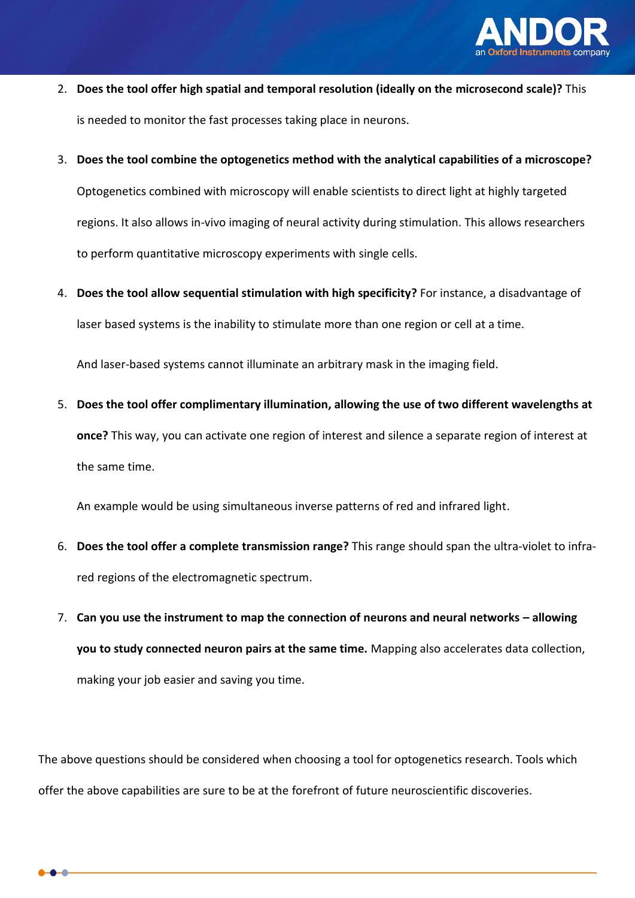2. **Does the tool offer high spatial and temporal resolution (ideally on the microsecond scale)?** This is needed to monitor the fast processes taking place in neurons.

3. **Does the tool combine the optogenetics method with the analytical capabilities of a microscope?** Optogenetics combined with microscopy will enable scientists to direct light at highly targeted regions. It also allows in-vivo imaging of neural activity during stimulation. This allows researchers to perform quantitative microscopy experiments with single cells.

4. **Does the tool allow sequential stimulation with high specificity?** For instance, a disadvantage of laser based systems is the inability to stimulate more than one region or cell at a time.

   And laser-based systems cannot illuminate an arbitrary mask in the imaging field.

5. **Does the tool offer complimentary illumination, allowing the use of two different wavelengths at once?** This way, you can activate one region of interest and silence a separate region of interest at the same time.

   An example would be using simultaneous inverse patterns of red and infrared light.

6. **Does the tool offer a complete transmission range?** This range should span the ultra-violet to infra-red regions of the electromagnetic spectrum.

7. **Can you use the instrument to map the connection of neurons and neural networks – allowing you to study connected neuron pairs at the same time.** Mapping also accelerates data collection, making your job easier and saving you time.

The above questions should be considered when choosing a tool for optogenetics research. Tools which offer the above capabilities are sure to be at the forefront of future neuroscientific discoveries.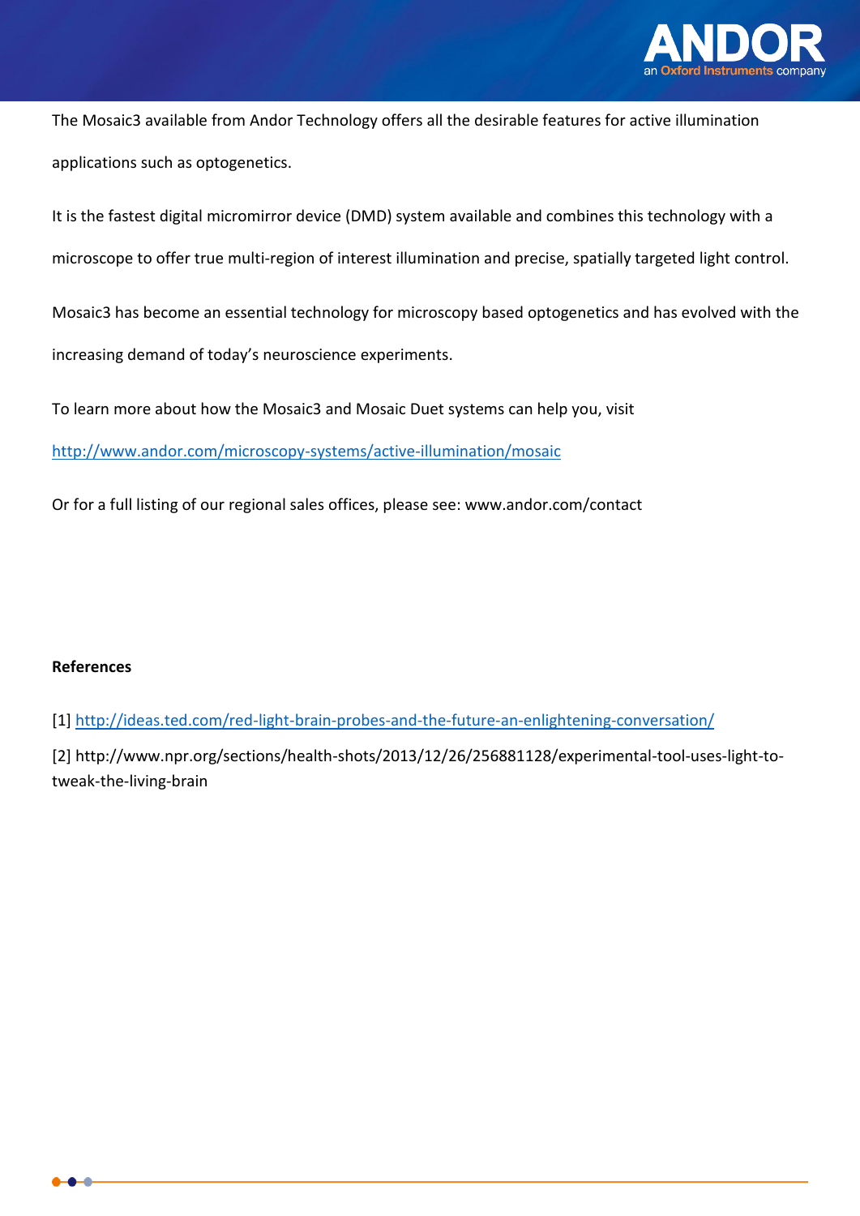The Mosaic3 available from Andor Technology offers all the desirable features for active illumination applications such as optogenetics.

It is the fastest digital micromirror device (DMD) system available and combines this technology with a microscope to offer true multi-region of interest illumination and precise, spatially targeted light control.

Mosaic3 has become an essential technology for microscopy based optogenetics and has evolved with the increasing demand of today's neuroscience experiments.

To learn more about how the Mosaic3 and Mosaic Duet systems can help you, visit

http://www.andor.com/microscopy-systems/active-illumination/mosaic

Or for a full listing of our regional sales offices, please see: www.andor.com/contact

**References**

[1] http://ideas.ted.com/red-light-brain-probes-and-the-future-an-enlightening-conversation/

[2] http://www.npr.org/sections/health-shots/2013/12/26/256881128/experimental-tool-uses-light-to-tweak-the-living-brain